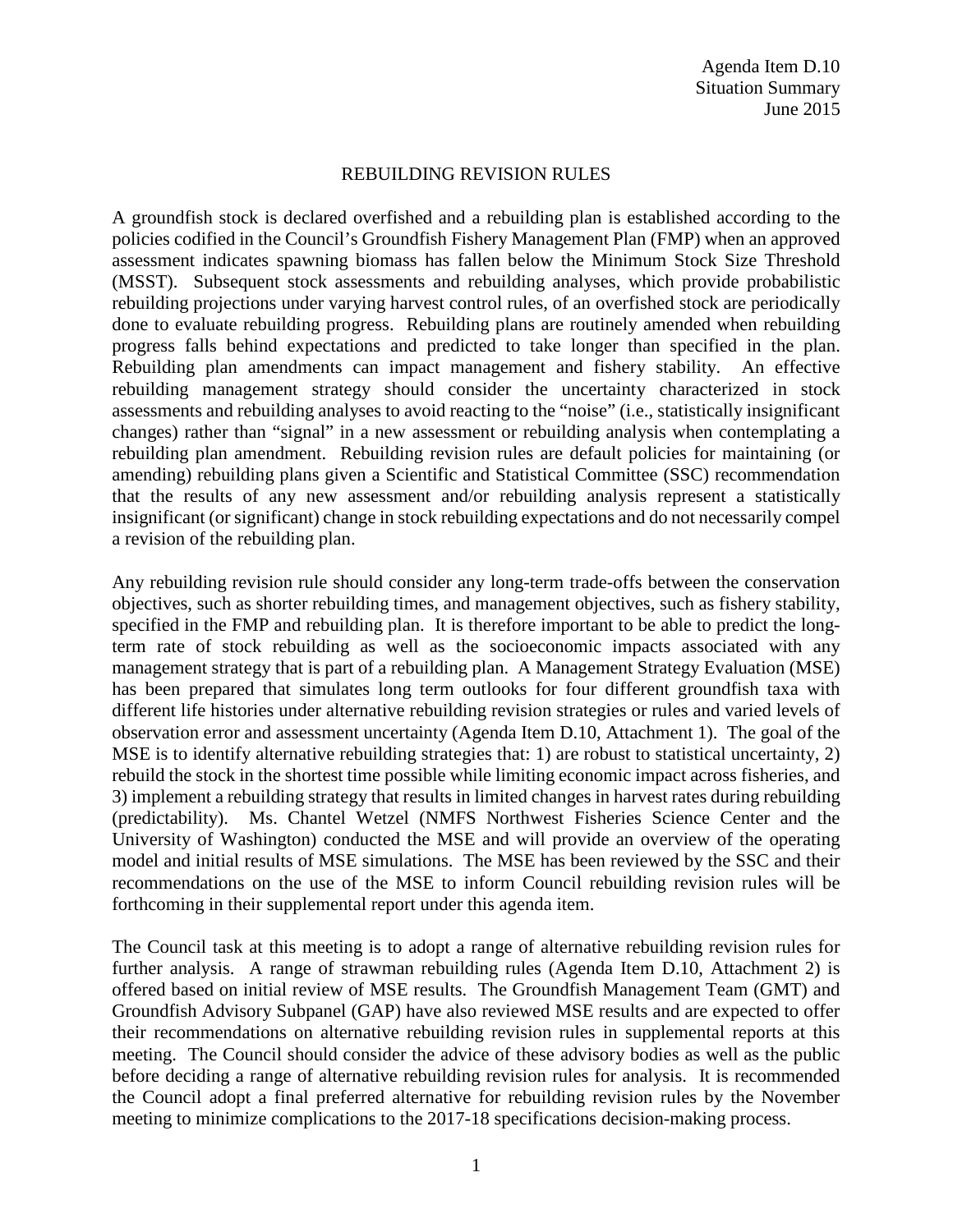Agenda Item D.10
Situation Summary
June 2015

# REBUILDING REVISION RULES

A groundfish stock is declared overfished and a rebuilding plan is established according to the policies codified in the Council's Groundfish Fishery Management Plan (FMP) when an approved assessment indicates spawning biomass has fallen below the Minimum Stock Size Threshold (MSST). Subsequent stock assessments and rebuilding analyses, which provide probabilistic rebuilding projections under varying harvest control rules, of an overfished stock are periodically done to evaluate rebuilding progress. Rebuilding plans are routinely amended when rebuilding progress falls behind expectations and predicted to take longer than specified in the plan. Rebuilding plan amendments can impact management and fishery stability. An effective rebuilding management strategy should consider the uncertainty characterized in stock assessments and rebuilding analyses to avoid reacting to the "noise" (i.e., statistically insignificant changes) rather than "signal" in a new assessment or rebuilding analysis when contemplating a rebuilding plan amendment. Rebuilding revision rules are default policies for maintaining (or amending) rebuilding plans given a Scientific and Statistical Committee (SSC) recommendation that the results of any new assessment and/or rebuilding analysis represent a statistically insignificant (or significant) change in stock rebuilding expectations and do not necessarily compel a revision of the rebuilding plan.

Any rebuilding revision rule should consider any long-term trade-offs between the conservation objectives, such as shorter rebuilding times, and management objectives, such as fishery stability, specified in the FMP and rebuilding plan. It is therefore important to be able to predict the long-term rate of stock rebuilding as well as the socioeconomic impacts associated with any management strategy that is part of a rebuilding plan. A Management Strategy Evaluation (MSE) has been prepared that simulates long term outlooks for four different groundfish taxa with different life histories under alternative rebuilding revision strategies or rules and varied levels of observation error and assessment uncertainty (Agenda Item D.10, Attachment 1). The goal of the MSE is to identify alternative rebuilding strategies that: 1) are robust to statistical uncertainty, 2) rebuild the stock in the shortest time possible while limiting economic impact across fisheries, and 3) implement a rebuilding strategy that results in limited changes in harvest rates during rebuilding (predictability). Ms. Chantel Wetzel (NMFS Northwest Fisheries Science Center and the University of Washington) conducted the MSE and will provide an overview of the operating model and initial results of MSE simulations. The MSE has been reviewed by the SSC and their recommendations on the use of the MSE to inform Council rebuilding revision rules will be forthcoming in their supplemental report under this agenda item.

The Council task at this meeting is to adopt a range of alternative rebuilding revision rules for further analysis. A range of strawman rebuilding rules (Agenda Item D.10, Attachment 2) is offered based on initial review of MSE results. The Groundfish Management Team (GMT) and Groundfish Advisory Subpanel (GAP) have also reviewed MSE results and are expected to offer their recommendations on alternative rebuilding revision rules in supplemental reports at this meeting. The Council should consider the advice of these advisory bodies as well as the public before deciding a range of alternative rebuilding revision rules for analysis. It is recommended the Council adopt a final preferred alternative for rebuilding revision rules by the November meeting to minimize complications to the 2017-18 specifications decision-making process.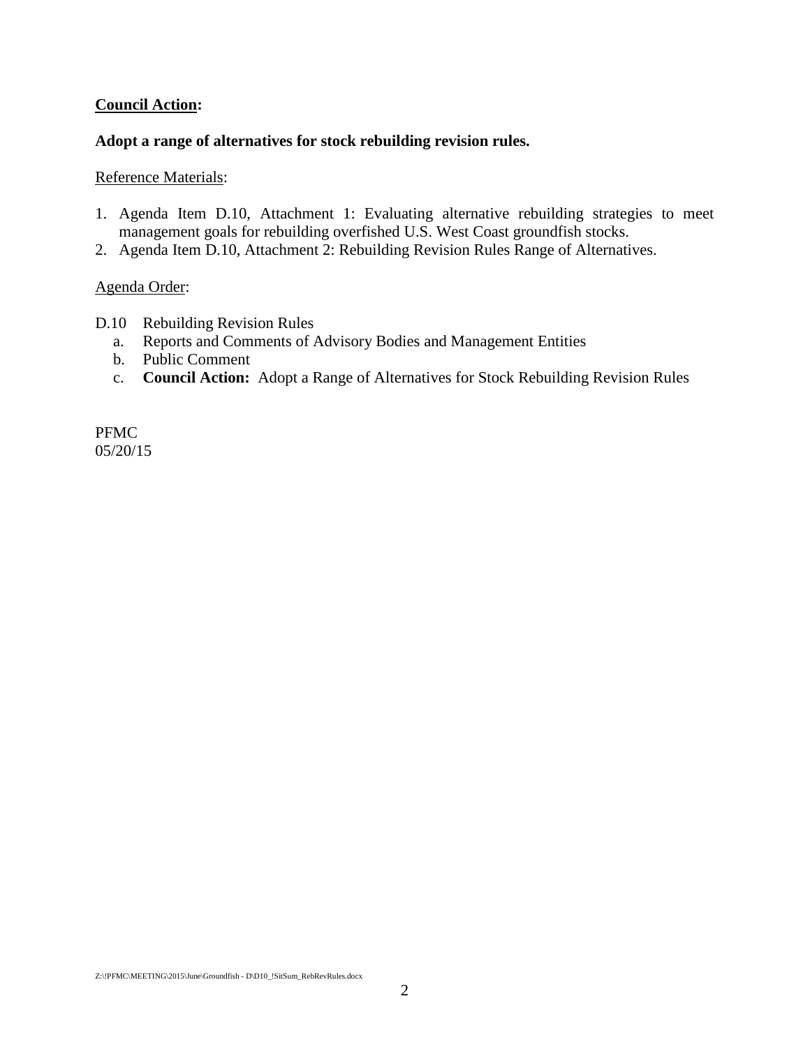**<u>Council Action</u>:**

**Adopt a range of alternatives for stock rebuilding revision rules.**

<u>Reference Materials</u>:

1. Agenda Item D.10, Attachment 1: Evaluating alternative rebuilding strategies to meet management goals for rebuilding overfished U.S. West Coast groundfish stocks.
2. Agenda Item D.10, Attachment 2: Rebuilding Revision Rules Range of Alternatives.

<u>Agenda Order</u>:

D.10 Rebuilding Revision Rules

   a. Reports and Comments of Advisory Bodies and Management Entities
   b. Public Comment
   c. **Council Action:** Adopt a Range of Alternatives for Stock Rebuilding Revision Rules

PFMC
05/20/15

Z:\!PFMC\MEETING\2015\June\Groundfish - D\D10_!SitSum_RebRevRules.docx